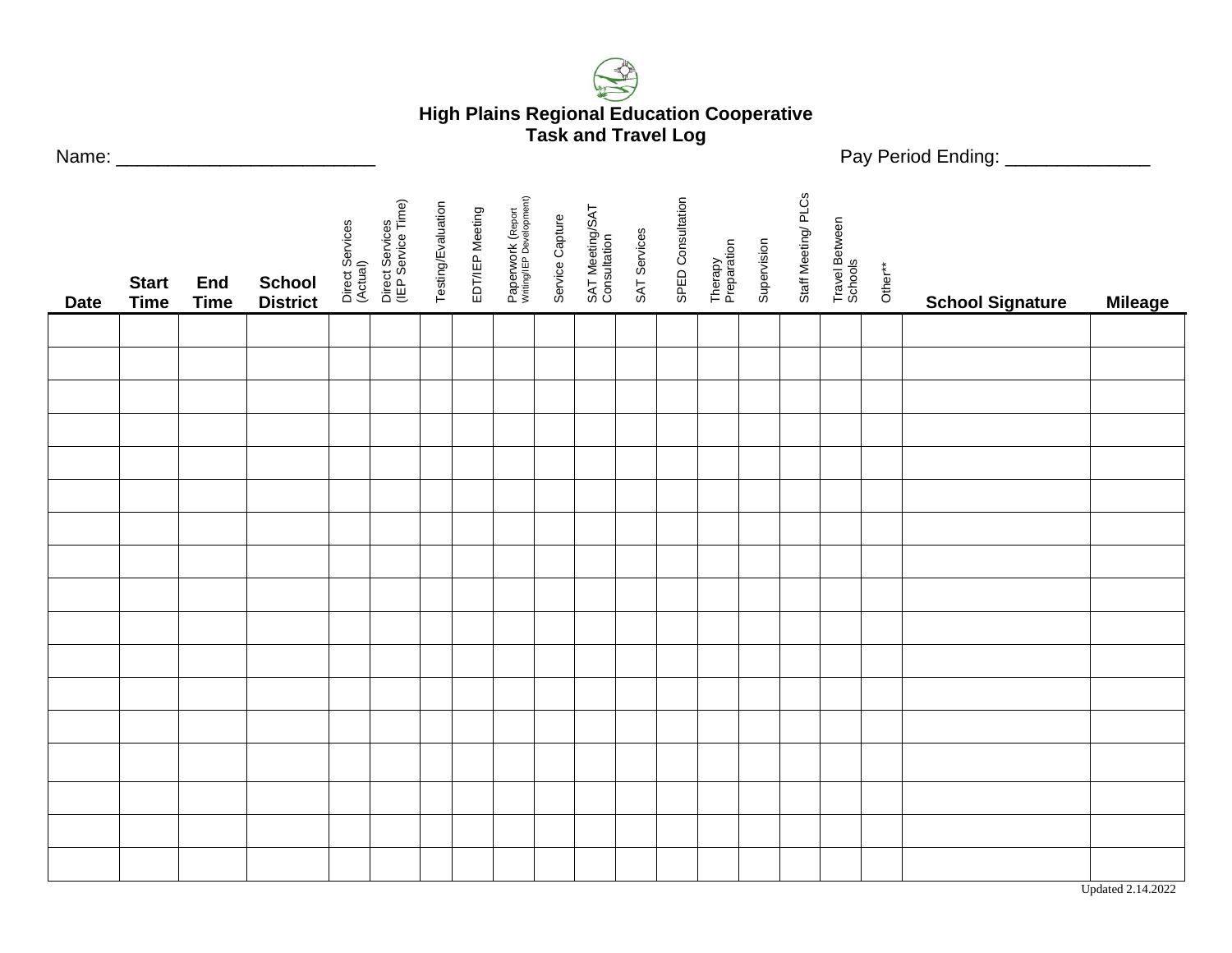# High Plains Regional Education Cooperative
## Task and Travel Log

Name: _________________________ Pay Period Ending: ______________

| Date | Start Time | End Time | School District | Direct Services (Actual) | Direct Services (IEP Service Time) | Testing/Evaluation | EDT/IEP Meeting | Paperwork (Report Writing/IEP Development) | Service Capture | SAT Meeting/SAT Consultation | SAT Services | SPED Consultation | Therapy Preparation | Supervision | Staff Meeting/ PLCs | Travel Between Schools | Other** | School Signature | Mileage |
|---|---|---|---|---|---|---|---|---|---|---|---|---|---|---|---|---|---|---|---|
| | | | | | | | | | | | | | | | | | | | |
| | | | | | | | | | | | | | | | | | | | |
| | | | | | | | | | | | | | | | | | | | |
| | | | | | | | | | | | | | | | | | | | |
| | | | | | | | | | | | | | | | | | | | |
| | | | | | | | | | | | | | | | | | | | |
| | | | | | | | | | | | | | | | | | | | |
| | | | | | | | | | | | | | | | | | | | |
| | | | | | | | | | | | | | | | | | | | |
| | | | | | | | | | | | | | | | | | | | |
| | | | | | | | | | | | | | | | | | | | |
| | | | | | | | | | | | | | | | | | | | |
| | | | | | | | | | | | | | | | | | | | |
| | | | | | | | | | | | | | | | | | | | |
| | | | | | | | | | | | | | | | | | | | |
| | | | | | | | | | | | | | | | | | | | |
| | | | | | | | | | | | | | | | | | | | |

Updated 2.14.2022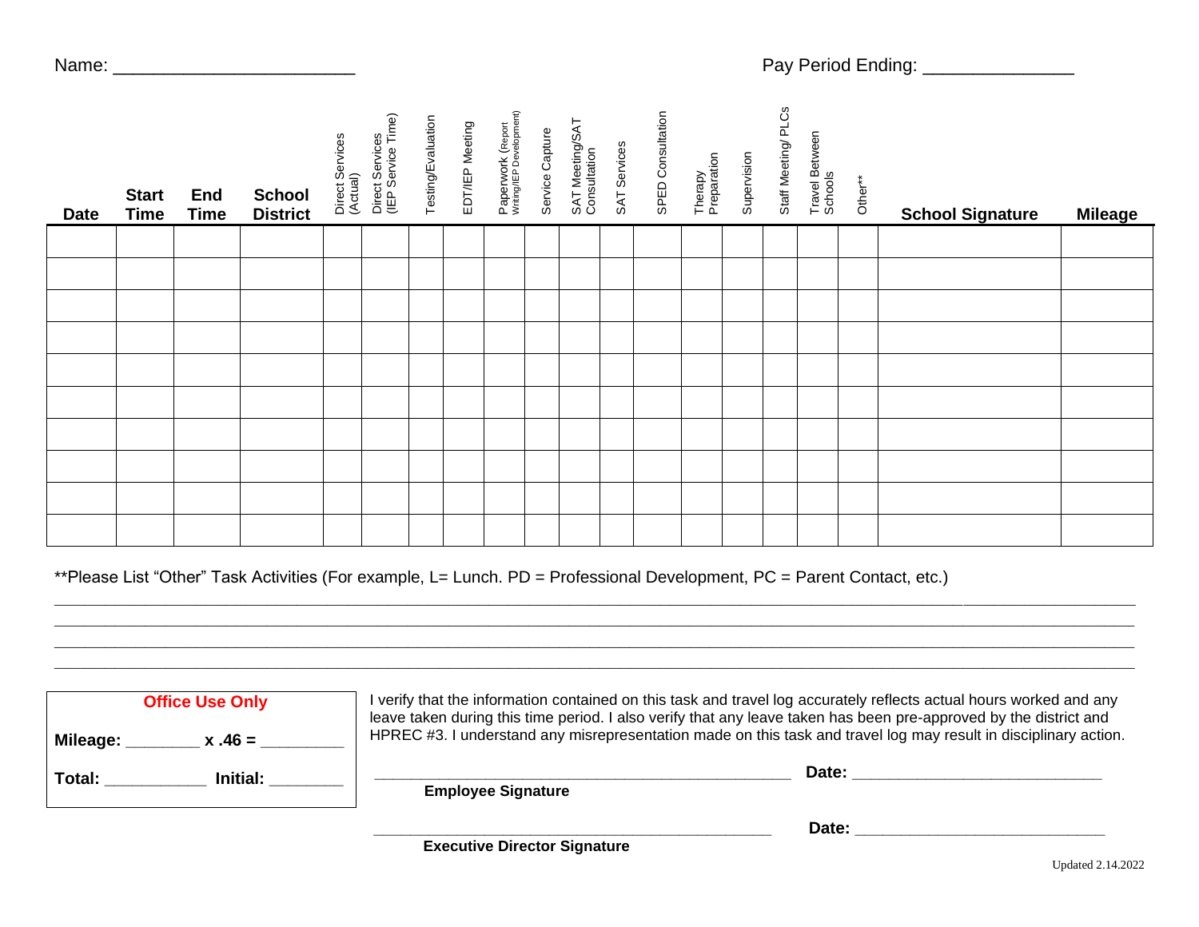Name: ______________________ Pay Period Ending: ______________

| Date | Start Time | End Time | School District | Direct Services (Actual) | Direct Services (IEP Service Time) | Testing/Evaluation | EDT/IEP Meeting | Paperwork (Report Writing/IEP Development) | Service Capture | SAT Meeting/SAT Consultation | SAT Services | SPED Consultation | Therapy Preparation | Supervision | Staff Meeting/ PLCs | Travel Between Schools | Other** | School Signature | Mileage |
|---|---|---|---|---|---|---|---|---|---|---|---|---|---|---|---|---|---|---|---|
| | | | | | | | | | | | | | | | | | | | |
| | | | | | | | | | | | | | | | | | | | |
| | | | | | | | | | | | | | | | | | | | |
| | | | | | | | | | | | | | | | | | | | |
| | | | | | | | | | | | | | | | | | | | |
| | | | | | | | | | | | | | | | | | | | |
| | | | | | | | | | | | | | | | | | | | |
| | | | | | | | | | | | | | | | | | | | |
| | | | | | | | | | | | | | | | | | | | |
| | | | | | | | | | | | | | | | | | | | |

**Please List "Other" Task Activities (For example, L= Lunch. PD = Professional Development, PC = Parent Contact, etc.)

______________________________________________________________________________________________

______________________________________________________________________________________________

______________________________________________________________________________________________

______________________________________________________________________________________________

**Office Use Only**

**Mileage:** ________ **x .46 =** ________

**Total:** ___________ **Initial:** ________

I verify that the information contained on this task and travel log accurately reflects actual hours worked and any leave taken during this time period. I also verify that any leave taken has been pre-approved by the district and HPREC #3. I understand any misrepresentation made on this task and travel log may result in disciplinary action.

_____________________________________________ **Date:** ___________________________

**Employee Signature**

_____________________________________________ **Date:** ___________________________

**Executive Director Signature**

Updated 2.14.2022